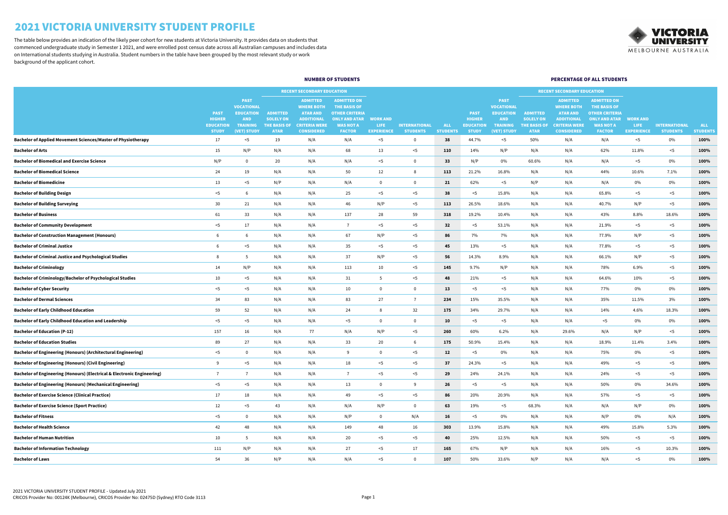# 2021 VICTORIA UNIVERSITY STUDENT PROFILE

The table below provides an indication of the likely peer cohort for new students at Victoria University. It provides data on students that commenced undergraduate study in Semester 1 2021, and were enrolled post census date across all Australian campuses and includes data on International students studying in Australia. Student numbers in the table have been grouped by the most relevant study or work background of the applicant cohort.

| | NUMBER OF STUDENTS | | | | | | | | PERCENTAGE OF ALL STUDENTS | | | | | | | |
|---|---|---|---|---|---|---|---|---|---|---|---|---|---|---|---|---|
| | | | RECENT SECONDARY EDUCATION | | | | | | | | RECENT SECONDARY EDUCATION | | | | | |
| | PAST HIGHER EDUCATION STUDY | PAST VOCATIONAL EDUCATION AND TRAINING (VET) STUDY | ADMITTED SOLELY ON THE BASIS OF ATAR | ADMITTED WHERE BOTH ATAR AND ADDITIONAL CRITERIA WERE CONSIDERED | ADMITTED ON THE BASIS OF OTHER CRITERIA ONLY AND ATAR WAS NOT A FACTOR | WORK AND LIFE EXPERIENCE | INTERNATIONAL STUDENTS | ALL STUDENTS | PAST HIGHER EDUCATION STUDY | PAST VOCATIONAL EDUCATION AND TRAINING (VET) STUDY | ADMITTED SOLELY ON THE BASIS OF ATAR | ADMITTED WHERE BOTH ATAR AND ADDITIONAL CRITERIA WERE CONSIDERED | ADMITTED ON THE BASIS OF OTHER CRITERIA ONLY AND ATAR WAS NOT A FACTOR | WORK AND LIFE EXPERIENCE | INTERNATIONAL STUDENTS | ALL STUDENTS |
| **Bachelor of Applied Movement Sciences/Master of Physiotherapy** | 17 | <5 | 19 | N/A | N/A | <5 | 0 | **38** | 44.7% | <5 | 50% | N/A | N/A | <5 | 0% | **100%** |
| **Bachelor of Arts** | 15 | N/P | N/A | N/A | 68 | 13 | <5 | **110** | 14% | N/P | N/A | N/A | 62% | 11.8% | <5 | **100%** |
| **Bachelor of Biomedical and Exercise Science** | N/P | 0 | 20 | N/A | N/A | <5 | 0 | **33** | N/P | 0% | 60.6% | N/A | N/A | <5 | 0% | **100%** |
| **Bachelor of Biomedical Science** | 24 | 19 | N/A | N/A | 50 | 12 | 8 | **113** | 21.2% | 16.8% | N/A | N/A | 44% | 10.6% | 7.1% | **100%** |
| **Bachelor of Biomedicine** | 13 | <5 | N/P | N/A | N/A | 0 | 0 | **21** | 62% | <5 | N/P | N/A | N/A | 0% | 0% | **100%** |
| **Bachelor of Building Design** | <5 | 6 | N/A | N/A | 25 | <5 | <5 | **38** | <5 | 15.8% | N/A | N/A | 65.8% | <5 | <5 | **100%** |
| **Bachelor of Building Surveying** | 30 | 21 | N/A | N/A | 46 | N/P | <5 | **113** | 26.5% | 18.6% | N/A | N/A | 40.7% | N/P | <5 | **100%** |
| **Bachelor of Business** | 61 | 33 | N/A | N/A | 137 | 28 | 59 | **318** | 19.2% | 10.4% | N/A | N/A | 43% | 8.8% | 18.6% | **100%** |
| **Bachelor of Community Development** | <5 | 17 | N/A | N/A | 7 | <5 | <5 | **32** | <5 | 53.1% | N/A | N/A | 21.9% | <5 | <5 | **100%** |
| **Bachelor of Construction Management (Honours)** | 6 | 6 | N/A | N/A | 67 | N/P | <5 | **86** | 7% | 7% | N/A | N/A | 77.9% | N/P | <5 | **100%** |
| **Bachelor of Criminal Justice** | 6 | <5 | N/A | N/A | 35 | <5 | <5 | **45** | 13% | <5 | N/A | N/A | 77.8% | <5 | <5 | **100%** |
| **Bachelor of Criminal Justice and Psychological Studies** | 8 | 5 | N/A | N/A | 37 | N/P | <5 | **56** | 14.3% | 8.9% | N/A | N/A | 66.1% | N/P | <5 | **100%** |
| **Bachelor of Criminology** | 14 | N/P | N/A | N/A | 113 | 10 | <5 | **145** | 9.7% | N/P | N/A | N/A | 78% | 6.9% | <5 | **100%** |
| **Bachelor of Criminology/Bachelor of Psychological Studies** | 10 | <5 | N/A | N/A | 31 | 5 | <5 | **48** | 21% | <5 | N/A | N/A | 64.6% | 10% | <5 | **100%** |
| **Bachelor of Cyber Security** | <5 | <5 | N/A | N/A | 10 | 0 | 0 | **13** | <5 | <5 | N/A | N/A | 77% | 0% | 0% | **100%** |
| **Bachelor of Dermal Sciences** | 34 | 83 | N/A | N/A | 83 | 27 | 7 | **234** | 15% | 35.5% | N/A | N/A | 35% | 11.5% | 3% | **100%** |
| **Bachelor of Early Childhood Education** | 59 | 52 | N/A | N/A | 24 | 8 | 32 | **175** | 34% | 29.7% | N/A | N/A | 14% | 4.6% | 18.3% | **100%** |
| **Bachelor of Early Childhood Education and Leadership** | <5 | <5 | N/A | N/A | <5 | 0 | 0 | **10** | <5 | <5 | N/A | N/A | <5 | 0% | 0% | **100%** |
| **Bachelor of Education (P-12)** | 157 | 16 | N/A | 77 | N/A | N/P | <5 | **260** | 60% | 6.2% | N/A | 29.6% | N/A | N/P | <5 | **100%** |
| **Bachelor of Education Studies** | 89 | 27 | N/A | N/A | 33 | 20 | 6 | **175** | 50.9% | 15.4% | N/A | N/A | 18.9% | 11.4% | 3.4% | **100%** |
| **Bachelor of Engineering (Honours) (Architectural Engineering)** | <5 | 0 | N/A | N/A | 9 | 0 | <5 | **12** | <5 | 0% | N/A | N/A | 75% | 0% | <5 | **100%** |
| **Bachelor of Engineering (Honours) (Civil Engineering)** | 9 | <5 | N/A | N/A | 18 | <5 | <5 | **37** | 24.3% | <5 | N/A | N/A | 49% | <5 | <5 | **100%** |
| **Bachelor of Engineering (Honours) (Electrical & Electronic Engineering)** | 7 | 7 | N/A | N/A | 7 | <5 | <5 | **29** | 24% | 24.1% | N/A | N/A | 24% | <5 | <5 | **100%** |
| **Bachelor of Engineering (Honours) (Mechanical Engineering)** | <5 | <5 | N/A | N/A | 13 | 0 | 9 | **26** | <5 | <5 | N/A | N/A | 50% | 0% | 34.6% | **100%** |
| **Bachelor of Exercise Science (Clinical Practice)** | 17 | 18 | N/A | N/A | 49 | <5 | <5 | **86** | 20% | 20.9% | N/A | N/A | 57% | <5 | <5 | **100%** |
| **Bachelor of Exercise Science (Sport Practice)** | 12 | <5 | 43 | N/A | N/A | N/P | 0 | **63** | 19% | <5 | 68.3% | N/A | N/A | N/P | 0% | **100%** |
| **Bachelor of Fitness** | <5 | 0 | N/A | N/A | N/P | 0 | N/A | **16** | <5 | 0% | N/A | N/A | N/P | 0% | N/A | **100%** |
| **Bachelor of Health Science** | 42 | 48 | N/A | N/A | 149 | 48 | 16 | **303** | 13.9% | 15.8% | N/A | N/A | 49% | 15.8% | 5.3% | **100%** |
| **Bachelor of Human Nutrition** | 10 | 5 | N/A | N/A | 20 | <5 | <5 | **40** | 25% | 12.5% | N/A | N/A | 50% | <5 | <5 | **100%** |
| **Bachelor of Information Technology** | 111 | N/P | N/A | N/A | 27 | <5 | 17 | **165** | 67% | N/P | N/A | N/A | 16% | <5 | 10.3% | **100%** |
| **Bachelor of Laws** | 54 | 36 | N/P | N/A | N/A | <5 | 0 | **107** | 50% | 33.6% | N/P | N/A | N/A | <5 | 0% | **100%** |

2021 VICTORIA UNIVERSITY STUDENT PROFILE - Updated July 2021
CRICOS Provider No: 00124K (Melbourne), CRICOS Provider No: 02475D (Sydney) RTO Code 3113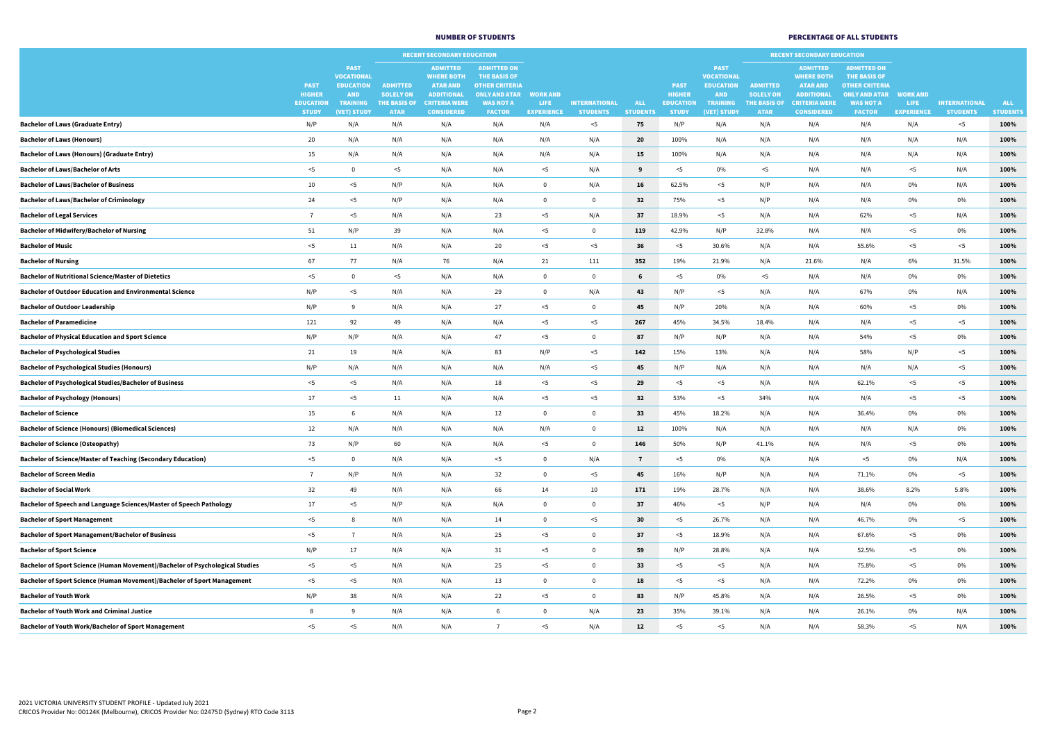| | NUMBER OF STUDENTS | | | | | | | | PERCENTAGE OF ALL STUDENTS | | | | | | | |
|---|---|---|---|---|---|---|---|---|---|---|---|---|---|---|---|---|
| | | | RECENT SECONDARY EDUCATION | | | | | | | | RECENT SECONDARY EDUCATION | | | | | |
| | PAST HIGHER EDUCATION STUDY | PAST VOCATIONAL EDUCATION AND TRAINING (VET) STUDY | ADMITTED SOLELY ON THE BASIS OF ATAR | ADMITTED WHERE BOTH ATAR AND ADDITIONAL CRITERIA WERE CONSIDERED | ADMITTED ON THE BASIS OF OTHER CRITERIA ONLY AND ATAR WAS NOT A FACTOR | WORK AND LIFE EXPERIENCE | INTERNATIONAL STUDENTS | ALL STUDENTS | PAST HIGHER EDUCATION STUDY | PAST VOCATIONAL EDUCATION AND TRAINING (VET) STUDY | ADMITTED SOLELY ON THE BASIS OF ATAR | ADMITTED WHERE BOTH ATAR AND ADDITIONAL CRITERIA WERE CONSIDERED | ADMITTED ON THE BASIS OF OTHER CRITERIA ONLY AND ATAR WAS NOT A FACTOR | WORK AND LIFE EXPERIENCE | INTERNATIONAL STUDENTS | ALL STUDENTS |
| **Bachelor of Laws (Graduate Entry)** | N/P | N/A | N/A | N/A | N/A | N/A | <5 | **75** | N/P | N/A | N/A | N/A | N/A | N/A | <5 | **100%** |
| **Bachelor of Laws (Honours)** | 20 | N/A | N/A | N/A | N/A | N/A | N/A | **20** | 100% | N/A | N/A | N/A | N/A | N/A | N/A | **100%** |
| **Bachelor of Laws (Honours) (Graduate Entry)** | 15 | N/A | N/A | N/A | N/A | N/A | N/A | **15** | 100% | N/A | N/A | N/A | N/A | N/A | N/A | **100%** |
| **Bachelor of Laws/Bachelor of Arts** | <5 | 0 | <5 | N/A | N/A | <5 | N/A | **9** | <5 | 0% | <5 | N/A | N/A | <5 | N/A | **100%** |
| **Bachelor of Laws/Bachelor of Business** | 10 | <5 | N/P | N/A | N/A | 0 | N/A | **16** | 62.5% | <5 | N/P | N/A | N/A | 0% | N/A | **100%** |
| **Bachelor of Laws/Bachelor of Criminology** | 24 | <5 | N/P | N/A | N/A | 0 | 0 | **32** | 75% | <5 | N/P | N/A | N/A | 0% | 0% | **100%** |
| **Bachelor of Legal Services** | 7 | <5 | N/A | N/A | 23 | <5 | N/A | **37** | 18.9% | <5 | N/A | N/A | 62% | <5 | N/A | **100%** |
| **Bachelor of Midwifery/Bachelor of Nursing** | 51 | N/P | 39 | N/A | N/A | <5 | 0 | **119** | 42.9% | N/P | 32.8% | N/A | N/A | <5 | 0% | **100%** |
| **Bachelor of Music** | <5 | 11 | N/A | N/A | 20 | <5 | <5 | **36** | <5 | 30.6% | N/A | N/A | 55.6% | <5 | <5 | **100%** |
| **Bachelor of Nursing** | 67 | 77 | N/A | 76 | N/A | 21 | 111 | **352** | 19% | 21.9% | N/A | 21.6% | N/A | 6% | 31.5% | **100%** |
| **Bachelor of Nutritional Science/Master of Dietetics** | <5 | 0 | <5 | N/A | N/A | 0 | 0 | **6** | <5 | 0% | <5 | N/A | N/A | 0% | 0% | **100%** |
| **Bachelor of Outdoor Education and Environmental Science** | N/P | <5 | N/A | N/A | 29 | 0 | N/A | **43** | N/P | <5 | N/A | N/A | 67% | 0% | N/A | **100%** |
| **Bachelor of Outdoor Leadership** | N/P | 9 | N/A | N/A | 27 | <5 | 0 | **45** | N/P | 20% | N/A | N/A | 60% | <5 | 0% | **100%** |
| **Bachelor of Paramedicine** | 121 | 92 | 49 | N/A | N/A | <5 | <5 | **267** | 45% | 34.5% | 18.4% | N/A | N/A | <5 | <5 | **100%** |
| **Bachelor of Physical Education and Sport Science** | N/P | N/P | N/A | N/A | 47 | <5 | 0 | **87** | N/P | N/P | N/A | N/A | 54% | <5 | 0% | **100%** |
| **Bachelor of Psychological Studies** | 21 | 19 | N/A | N/A | 83 | N/P | <5 | **142** | 15% | 13% | N/A | N/A | 58% | N/P | <5 | **100%** |
| **Bachelor of Psychological Studies (Honours)** | N/P | N/A | N/A | N/A | N/A | N/A | <5 | **45** | N/P | N/A | N/A | N/A | N/A | N/A | <5 | **100%** |
| **Bachelor of Psychological Studies/Bachelor of Business** | <5 | <5 | N/A | N/A | 18 | <5 | <5 | **29** | <5 | <5 | N/A | N/A | 62.1% | <5 | <5 | **100%** |
| **Bachelor of Psychology (Honours)** | 17 | <5 | 11 | N/A | N/A | <5 | <5 | **32** | 53% | <5 | 34% | N/A | N/A | <5 | <5 | **100%** |
| **Bachelor of Science** | 15 | 6 | N/A | N/A | 12 | 0 | 0 | **33** | 45% | 18.2% | N/A | N/A | 36.4% | 0% | 0% | **100%** |
| **Bachelor of Science (Honours) (Biomedical Sciences)** | 12 | N/A | N/A | N/A | N/A | N/A | 0 | **12** | 100% | N/A | N/A | N/A | N/A | N/A | 0% | **100%** |
| **Bachelor of Science (Osteopathy)** | 73 | N/P | 60 | N/A | N/A | <5 | 0 | **146** | 50% | N/P | 41.1% | N/A | N/A | <5 | 0% | **100%** |
| **Bachelor of Science/Master of Teaching (Secondary Education)** | <5 | 0 | N/A | N/A | <5 | 0 | N/A | **7** | <5 | 0% | N/A | N/A | <5 | 0% | N/A | **100%** |
| **Bachelor of Screen Media** | 7 | N/P | N/A | N/A | 32 | 0 | <5 | **45** | 16% | N/P | N/A | N/A | 71.1% | 0% | <5 | **100%** |
| **Bachelor of Social Work** | 32 | 49 | N/A | N/A | 66 | 14 | 10 | **171** | 19% | 28.7% | N/A | N/A | 38.6% | 8.2% | 5.8% | **100%** |
| **Bachelor of Speech and Language Sciences/Master of Speech Pathology** | 17 | <5 | N/P | N/A | N/A | 0 | 0 | **37** | 46% | <5 | N/P | N/A | N/A | 0% | 0% | **100%** |
| **Bachelor of Sport Management** | <5 | 8 | N/A | N/A | 14 | 0 | <5 | **30** | <5 | 26.7% | N/A | N/A | 46.7% | 0% | <5 | **100%** |
| **Bachelor of Sport Management/Bachelor of Business** | <5 | 7 | N/A | N/A | 25 | <5 | 0 | **37** | <5 | 18.9% | N/A | N/A | 67.6% | <5 | 0% | **100%** |
| **Bachelor of Sport Science** | N/P | 17 | N/A | N/A | 31 | <5 | 0 | **59** | N/P | 28.8% | N/A | N/A | 52.5% | <5 | 0% | **100%** |
| **Bachelor of Sport Science (Human Movement)/Bachelor of Psychological Studies** | <5 | <5 | N/A | N/A | 25 | <5 | 0 | **33** | <5 | <5 | N/A | N/A | 75.8% | <5 | 0% | **100%** |
| **Bachelor of Sport Science (Human Movement)/Bachelor of Sport Management** | <5 | <5 | N/A | N/A | 13 | 0 | 0 | **18** | <5 | <5 | N/A | N/A | 72.2% | 0% | 0% | **100%** |
| **Bachelor of Youth Work** | N/P | 38 | N/A | N/A | 22 | <5 | 0 | **83** | N/P | 45.8% | N/A | N/A | 26.5% | <5 | 0% | **100%** |
| **Bachelor of Youth Work and Criminal Justice** | 8 | 9 | N/A | N/A | 6 | 0 | N/A | **23** | 35% | 39.1% | N/A | N/A | 26.1% | 0% | N/A | **100%** |
| **Bachelor of Youth Work/Bachelor of Sport Management** | <5 | <5 | N/A | N/A | 7 | <5 | N/A | **12** | <5 | <5 | N/A | N/A | 58.3% | <5 | N/A | **100%** |

2021 VICTORIA UNIVERSITY STUDENT PROFILE - Updated July 2021
CRICOS Provider No: 00124K (Melbourne), CRICOS Provider No: 02475D (Sydney) RTO Code 3113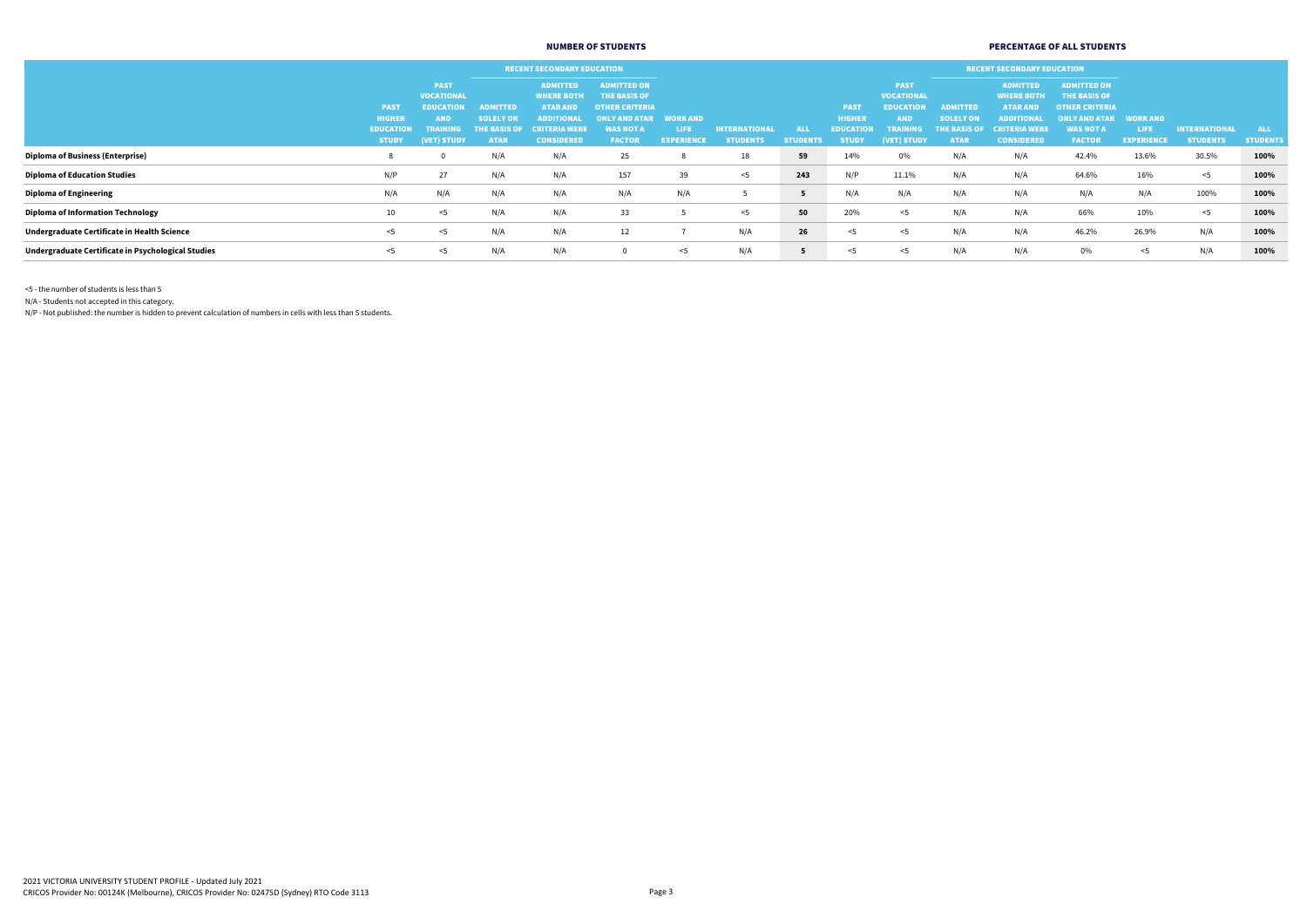| | NUMBER OF STUDENTS | | | | | | | | PERCENTAGE OF ALL STUDENTS | | | | | | | |
|---|---|---|---|---|---|---|---|---|---|---|---|---|---|---|---|---|
| | | | RECENT SECONDARY EDUCATION | | | | | | | | RECENT SECONDARY EDUCATION | | | | | |
| | PAST HIGHER EDUCATION STUDY | PAST VOCATIONAL EDUCATION AND TRAINING (VET) STUDY | ADMITTED SOLELY ON THE BASIS OF ATAR | ADMITTED WHERE BOTH ATAR AND ADDITIONAL CRITERIA WERE CONSIDERED | ADMITTED ON THE BASIS OF OTHER CRITERIA ONLY AND ATAR WAS NOT A FACTOR | WORK AND LIFE EXPERIENCE | INTERNATIONAL STUDENTS | ALL STUDENTS | PAST HIGHER EDUCATION STUDY | PAST VOCATIONAL EDUCATION AND TRAINING (VET) STUDY | ADMITTED SOLELY ON THE BASIS OF ATAR | ADMITTED WHERE BOTH ATAR AND ADDITIONAL CRITERIA WERE CONSIDERED | ADMITTED ON THE BASIS OF OTHER CRITERIA ONLY AND ATAR WAS NOT A FACTOR | WORK AND LIFE EXPERIENCE | INTERNATIONAL STUDENTS | ALL STUDENTS |
| **Diploma of Business (Enterprise)** | 8 | 0 | N/A | N/A | 25 | 8 | 18 | **59** | 14% | 0% | N/A | N/A | 42.4% | 13.6% | 30.5% | **100%** |
| **Diploma of Education Studies** | N/P | 27 | N/A | N/A | 157 | 39 | <5 | **243** | N/P | 11.1% | N/A | N/A | 64.6% | 16% | <5 | **100%** |
| **Diploma of Engineering** | N/A | N/A | N/A | N/A | N/A | N/A | 5 | **5** | N/A | N/A | N/A | N/A | N/A | N/A | 100% | **100%** |
| **Diploma of Information Technology** | 10 | <5 | N/A | N/A | 33 | 5 | <5 | **50** | 20% | <5 | N/A | N/A | 66% | 10% | <5 | **100%** |
| **Undergraduate Certificate in Health Science** | <5 | <5 | N/A | N/A | 12 | 7 | N/A | **26** | <5 | <5 | N/A | N/A | 46.2% | 26.9% | N/A | **100%** |
| **Undergraduate Certificate in Psychological Studies** | <5 | <5 | N/A | N/A | 0 | <5 | N/A | **5** | <5 | <5 | N/A | N/A | 0% | <5 | N/A | **100%** |

<5 - the number of students is less than 5

N/A - Students not accepted in this category.

N/P - Not published: the number is hidden to prevent calculation of numbers in cells with less than 5 students.